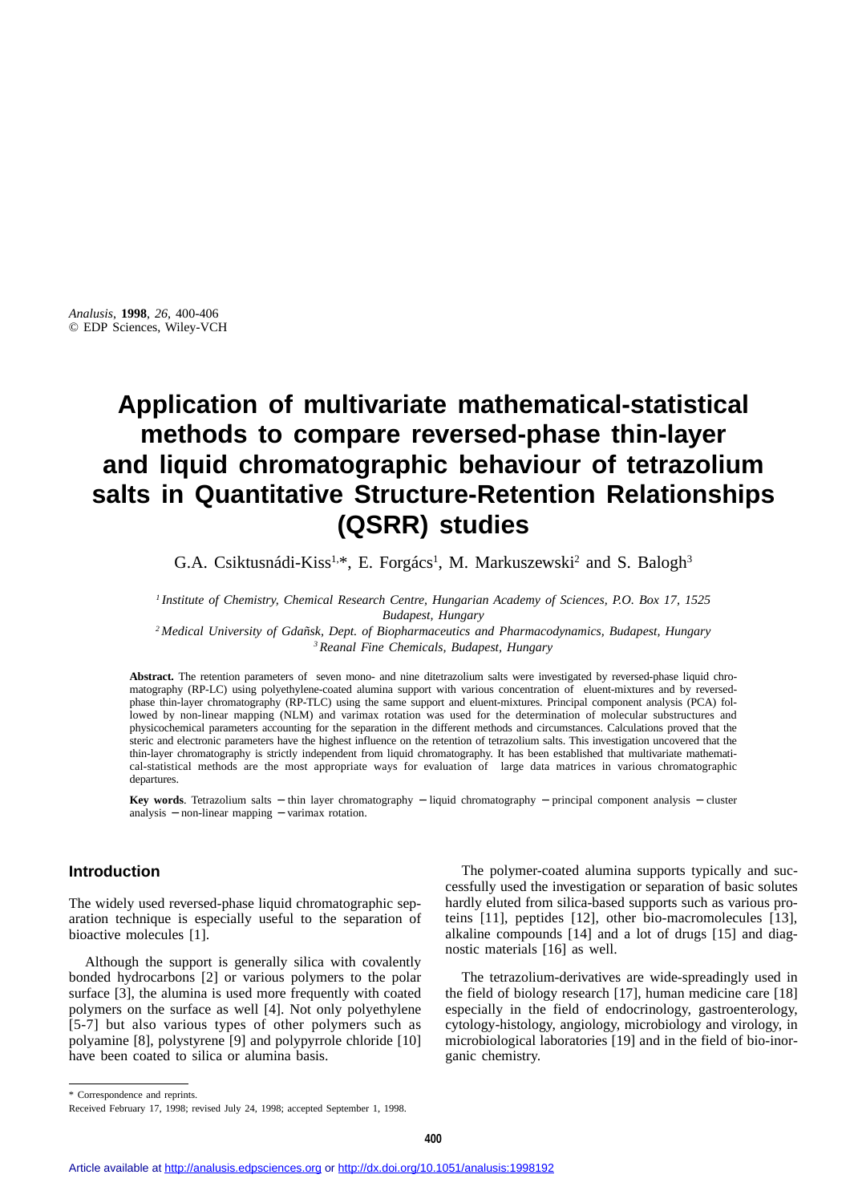Analusis, **1998**, *26*, 400-406
© EDP Sciences, Wiley-VCH

# Application of multivariate mathematical-statistical methods to compare reversed-phase thin-layer and liquid chromatographic behaviour of tetrazolium salts in Quantitative Structure-Retention Relationships (QSRR) studies

G.A. Csiktusnádi-Kiss[1,*], E. Forgács[1], M. Markuszewski[2] and S. Balogh[3]

[1] *Institute of Chemistry, Chemical Research Centre, Hungarian Academy of Sciences, P.O. Box 17, 1525 Budapest, Hungary*
[2] *Medical University of Gdañsk, Dept. of Biopharmaceutics and Pharmacodynamics, Budapest, Hungary*
[3] *Reanal Fine Chemicals, Budapest, Hungary*

**Abstract.** The retention parameters of seven mono- and nine ditetrazolium salts were investigated by reversed-phase liquid chromatography (RP-LC) using polyethylene-coated alumina support with various concentration of eluent-mixtures and by reversed-phase thin-layer chromatography (RP-TLC) using the same support and eluent-mixtures. Principal component analysis (PCA) followed by non-linear mapping (NLM) and varimax rotation was used for the determination of molecular substructures and physicochemical parameters accounting for the separation in the different methods and circumstances. Calculations proved that the steric and electronic parameters have the highest influence on the retention of tetrazolium salts. This investigation uncovered that the thin-layer chromatography is strictly independent from liquid chromatography. It has been established that multivariate mathematical-statistical methods are the most appropriate ways for evaluation of large data matrices in various chromatographic departures.

**Key words**. Tetrazolium salts – thin layer chromatography – liquid chromatography – principal component analysis – cluster analysis – non-linear mapping – varimax rotation.

## Introduction

The widely used reversed-phase liquid chromatographic separation technique is especially useful to the separation of bioactive molecules [1].

Although the support is generally silica with covalently bonded hydrocarbons [2] or various polymers to the polar surface [3], the alumina is used more frequently with coated polymers on the surface as well [4]. Not only polyethylene [5-7] but also various types of other polymers such as polyamine [8], polystyrene [9] and polypyrrole chloride [10] have been coated to silica or alumina basis.

The polymer-coated alumina supports typically and successfully used the investigation or separation of basic solutes hardly eluted from silica-based supports such as various proteins [11], peptides [12], other bio-macromolecules [13], alkaline compounds [14] and a lot of drugs [15] and diagnostic materials [16] as well.

The tetrazolium-derivatives are wide-spreadingly used in the field of biology research [17], human medicine care [18] especially in the field of endocrinology, gastroenterology, cytology-histology, angiology, microbiology and virology, in microbiological laboratories [19] and in the field of bio-inorganic chemistry.

\* Correspondence and reprints.

Received February 17, 1998; revised July 24, 1998; accepted September 1, 1998.

Article available at http://analusis.edpsciences.org or http://dx.doi.org/10.1051/analusis:1998192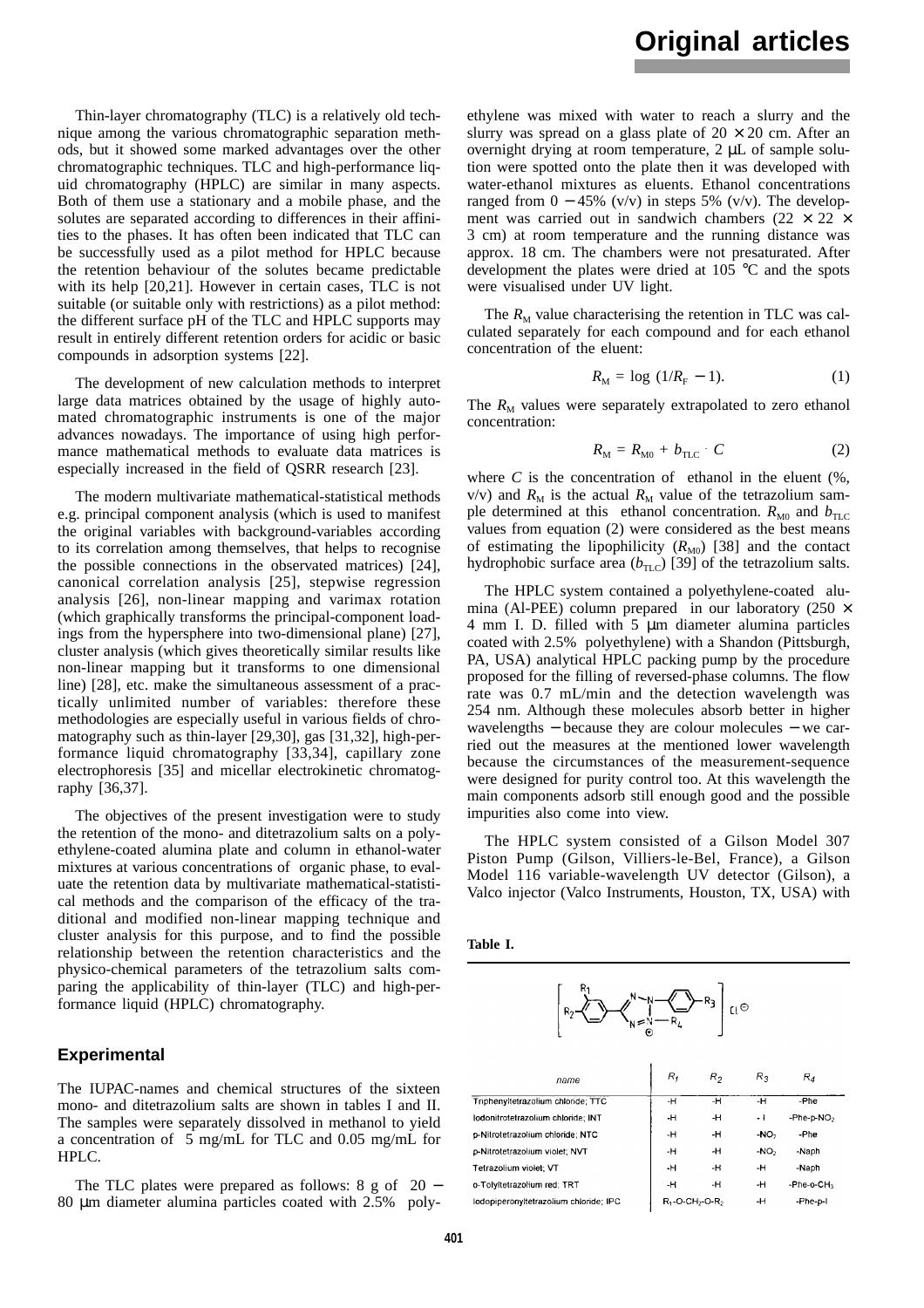Thin-layer chromatography (TLC) is a relatively old technique among the various chromatographic separation methods, but it showed some marked advantages over the other chromatographic techniques. TLC and high-performance liquid chromatography (HPLC) are similar in many aspects. Both of them use a stationary and a mobile phase, and the solutes are separated according to differences in their affinities to the phases. It has often been indicated that TLC can be successfully used as a pilot method for HPLC because the retention behaviour of the solutes became predictable with its help [20,21]. However in certain cases, TLC is not suitable (or suitable only with restrictions) as a pilot method: the different surface pH of the TLC and HPLC supports may result in entirely different retention orders for acidic or basic compounds in adsorption systems [22].

The development of new calculation methods to interpret large data matrices obtained by the usage of highly automated chromatographic instruments is one of the major advances nowadays. The importance of using high performance mathematical methods to evaluate data matrices is especially increased in the field of QSRR research [23].

The modern multivariate mathematical-statistical methods e.g. principal component analysis (which is used to manifest the original variables with background-variables according to its correlation among themselves, that helps to recognise the possible connections in the observated matrices) [24], canonical correlation analysis [25], stepwise regression analysis [26], non-linear mapping and varimax rotation (which graphically transforms the principal-component loadings from the hypersphere into two-dimensional plane) [27], cluster analysis (which gives theoretically similar results like non-linear mapping but it transforms to one dimensional line) [28], etc. make the simultaneous assessment of a practically unlimited number of variables: therefore these methodologies are especially useful in various fields of chromatography such as thin-layer [29,30], gas [31,32], high-performance liquid chromatography [33,34], capillary zone electrophoresis [35] and micellar electrokinetic chromatography [36,37].

The objectives of the present investigation were to study the retention of the mono- and ditetrazolium salts on a polyethylene-coated alumina plate and column in ethanol-water mixtures at various concentrations of organic phase, to evaluate the retention data by multivariate mathematical-statistical methods and the comparison of the efficacy of the traditional and modified non-linear mapping technique and cluster analysis for this purpose, and to find the possible relationship between the retention characteristics and the physico-chemical parameters of the tetrazolium salts comparing the applicability of thin-layer (TLC) and high-performance liquid (HPLC) chromatography.

## Experimental

The IUPAC-names and chemical structures of the sixteen mono- and ditetrazolium salts are shown in tables I and II. The samples were separately dissolved in methanol to yield a concentration of 5 mg/mL for TLC and 0.05 mg/mL for HPLC.

The TLC plates were prepared as follows: 8 g of 20 − 80 μm diameter alumina particles coated with 2.5% polyethylene was mixed with water to reach a slurry and the slurry was spread on a glass plate of 20 × 20 cm. After an overnight drying at room temperature, 2 μL of sample solution were spotted onto the plate then it was developed with water-ethanol mixtures as eluents. Ethanol concentrations ranged from 0 − 45% (v/v) in steps 5% (v/v). The development was carried out in sandwich chambers (22 × 22 × 3 cm) at room temperature and the running distance was approx. 18 cm. The chambers were not presaturated. After development the plates were dried at 105 °C and the spots were visualised under UV light.

The $R_M$ value characterising the retention in TLC was calculated separately for each compound and for each ethanol concentration of the eluent:

$$R_M = \log (1/R_F - 1). \quad (1)$$

The $R_M$ values were separately extrapolated to zero ethanol concentration:

$$R_M = R_{M0} + b_{TLC} \cdot C \quad (2)$$

where $C$ is the concentration of ethanol in the eluent (%, v/v) and $R_M$ is the actual $R_M$ value of the tetrazolium sample determined at this ethanol concentration. $R_{M0}$ and $b_{TLC}$ values from equation (2) were considered as the best means of estimating the lipophilicity ($R_{M0}$) [38] and the contact hydrophobic surface area ($b_{TLC}$) [39] of the tetrazolium salts.

The HPLC system contained a polyethylene-coated alumina (Al-PEE) column prepared in our laboratory (250 × 4 mm I. D. filled with 5 μm diameter alumina particles coated with 2.5% polyethylene) with a Shandon (Pittsburgh, PA, USA) analytical HPLC packing pump by the procedure proposed for the filling of reversed-phase columns. The flow rate was 0.7 mL/min and the detection wavelength was 254 nm. Although these molecules absorb better in higher wavelengths − because they are colour molecules − we carried out the measures at the mentioned lower wavelength because the circumstances of the measurement-sequence were designed for purity control too. At this wavelength the main components adsorb still enough good and the possible impurities also come into view.

The HPLC system consisted of a Gilson Model 307 Piston Pump (Gilson, Villiers-le-Bel, France), a Gilson Model 116 variable-wavelength UV detector (Gilson), a Valco injector (Valco Instruments, Houston, TX, USA) with

**Table I.**

| name | $R_1$ | $R_2$ | $R_3$ | $R_4$ |
|---|---|---|---|---|
| Triphenyltetrazolium chloride; TTC | -H | -H | -H | -Phe |
| Iodonitrotetrazolium chloride; INT | -H | -H | -I | -Phe-p-$NO_2$ |
| p-Nitrotetrazolium chloride; NTC | -H | -H | -$NO_2$ | -Phe |
| p-Nitrotetrazolium violet; NVT | -H | -H | -$NO_2$ | -Naph |
| Tetrazolium violet; VT | -H | -H | -H | -Naph |
| o-Tolyltetrazolium red; TRT | -H | -H | -H | -Phe-o-$CH_3$ |
| Iodopiperonyltetrazolium chloride; IPC | $R_1$-O-$CH_2$-O-$R_2$ | | -H | -Phe-p-I |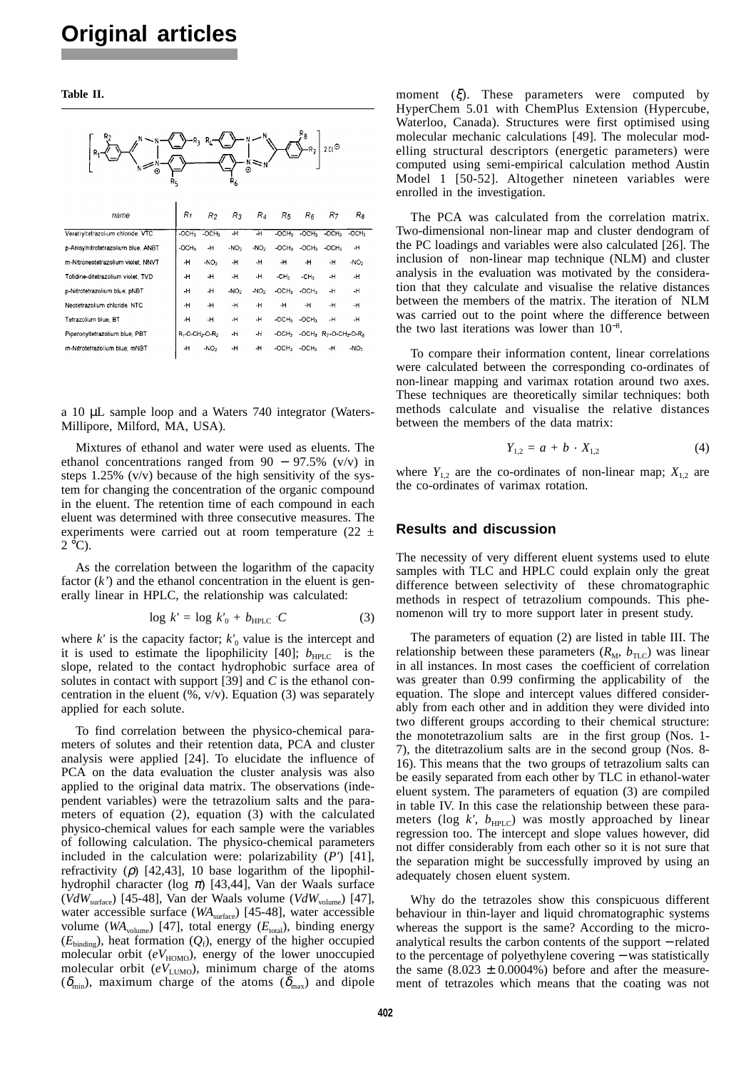**Table II.**

| name | $R_1$ | $R_2$ | $R_3$ | $R_4$ | $R_5$ | $R_6$ | $R_7$ | $R_8$ |
|---|---|---|---|---|---|---|---|---|
| Veratryltetrazolium chloride; VTC | $-OCH_3$ | $-OCH_3$ | -H | -H | $-OCH_3$ | $-OCH_3$ | $-OCH_3$ | $-OCH_3$ |
| p-Anisylnitrotetrazolium blue; ANBT | $-OCH_3$ | -H | $-NO_2$ | $-NO_2$ | $-OCH_3$ | $-OCH_3$ | $-OCH_3$ | -H |
| m-Nitroneotetrazolium violet; NNVT | -H | $-NO_2$ | -H | -H | -H | -H | -H | $-NO_2$ |
| Tolidine-ditetrazolium violet; TVD | -H | -H | -H | -H | $-CH_3$ | $-CH_3$ | -H | -H |
| p-Nitrotetrazolium blue; pNBT | -H | -H | $-NO_2$ | $-NO_2$ | $-OCH_3$ | $-OCH_3$ | -H | -H |
| Neotetrazolium chloride; NTC | -H | -H | -H | -H | -H | -H | -H | -H |
| Tetrazolium blue; BT | -H | -H | -H | -H | $-OCH_3$ | $-OCH_3$ | -H | -H |
| Piperonyltetrazolium blue; PBT | $R_1$-O-$CH_2$-O-$R_2$ | | -H | -H | $-OCH_3$ | $-OCH_3$ | $R_7$-O-$CH_2$-O-$R_8$ | |
| m-Nitrotetrazolium blue; mNBT | -H | $-NO_2$ | -H | -H | $-OCH_3$ | $-OCH_3$ | -H | $-NO_2$ |

a 10 µL sample loop and a Waters 740 integrator (Waters-Millipore, Milford, MA, USA).

Mixtures of ethanol and water were used as eluents. The ethanol concentrations ranged from 90 − 97.5% (v/v) in steps 1.25% (v/v) because of the high sensitivity of the system for changing the concentration of the organic compound in the eluent. The retention time of each compound in each eluent was determined with three consecutive measures. The experiments were carried out at room temperature (22 ± 2 °C).

As the correlation between the logarithm of the capacity factor ($k'$) and the ethanol concentration in the eluent is generally linear in HPLC, the relationship was calculated:

$$\log k' = \log k'_0 + b_{HPLC} \cdot C \tag{3}$$

where $k'$ is the capacity factor; $k'_0$ value is the intercept and it is used to estimate the lipophilicity [40]; $b_{HPLC}$ is the slope, related to the contact hydrophobic surface area of solutes in contact with support [39] and $C$ is the ethanol concentration in the eluent (%, v/v). Equation (3) was separately applied for each solute.

To find correlation between the physico-chemical parameters of solutes and their retention data, PCA and cluster analysis were applied [24]. To elucidate the influence of PCA on the data evaluation the cluster analysis was also applied to the original data matrix. The observations (independent variables) were the tetrazolium salts and the parameters of equation (2), equation (3) with the calculated physico-chemical values for each sample were the variables of following calculation. The physico-chemical parameters included in the calculation were: polarizability ($P'$) [41], refractivity ($\rho$) [42,43], 10 base logarithm of the lipophilhydrophil character ($\log \pi$) [43,44], Van der Waals surface ($VdW_{surface}$) [45-48], Van der Waals volume ($VdW_{volume}$) [47], water accessible surface ($WA_{surface}$) [45-48], water accessible volume ($WA_{volume}$) [47], total energy ($E_{total}$), binding energy ($E_{binding}$), heat formation ($Q_f$), energy of the higher occupied molecular orbit ($eV_{HOMO}$), energy of the lower unoccupied molecular orbit ($eV_{LUMO}$), minimum charge of the atoms ($\delta_{min}$), maximum charge of the atoms ($\delta_{max}$) and dipole moment ($\xi$). These parameters were computed by HyperChem 5.01 with ChemPlus Extension (Hypercube, Waterloo, Canada). Structures were first optimised using molecular mechanic calculations [49]. The molecular modelling structural descriptors (energetic parameters) were computed using semi-empirical calculation method Austin Model 1 [50-52]. Altogether nineteen variables were enrolled in the investigation.

The PCA was calculated from the correlation matrix. Two-dimensional non-linear map and cluster dendogram of the PC loadings and variables were also calculated [26]. The inclusion of non-linear map technique (NLM) and cluster analysis in the evaluation was motivated by the consideration that they calculate and visualise the relative distances between the members of the matrix. The iteration of NLM was carried out to the point where the difference between the two last iterations was lower than $10^{-8}$.

To compare their information content, linear correlations were calculated between the corresponding co-ordinates of non-linear mapping and varimax rotation around two axes. These techniques are theoretically similar techniques: both methods calculate and visualise the relative distances between the members of the data matrix:

$$Y_{1,2} = a + b \cdot X_{1,2} \tag{4}$$

where $Y_{1,2}$ are the co-ordinates of non-linear map; $X_{1,2}$ are the co-ordinates of varimax rotation.

## Results and discussion

The necessity of very different eluent systems used to elute samples with TLC and HPLC could explain only the great difference between selectivity of these chromatographic methods in respect of tetrazolium compounds. This phenomenon will try to more support later in present study.

The parameters of equation (2) are listed in table III. The relationship between these parameters ($R_M$, $b_{TLC}$) was linear in all instances. In most cases the coefficient of correlation was greater than 0.99 confirming the applicability of the equation. The slope and intercept values differed considerably from each other and in addition they were divided into two different groups according to their chemical structure: the monotetrazolium salts are in the first group (Nos. 1-7), the ditetrazolium salts are in the second group (Nos. 8-16). This means that the two groups of tetrazolium salts can be easily separated from each other by TLC in ethanol-water eluent system. The parameters of equation (3) are compiled in table IV. In this case the relationship between these parameters ($\log k'$, $b_{HPLC}$) was mostly approached by linear regression too. The intercept and slope values however, did not differ considerably from each other so it is not sure that the separation might be successfully improved by using an adequately chosen eluent system.

Why do the tetrazoles show this conspicuous different behaviour in thin-layer and liquid chromatographic systems whereas the support is the same? According to the microanalytical results the carbon contents of the support − related to the percentage of polyethylene covering − was statistically the same (8.023 ± 0.0004%) before and after the measurement of tetrazoles which means that the coating was not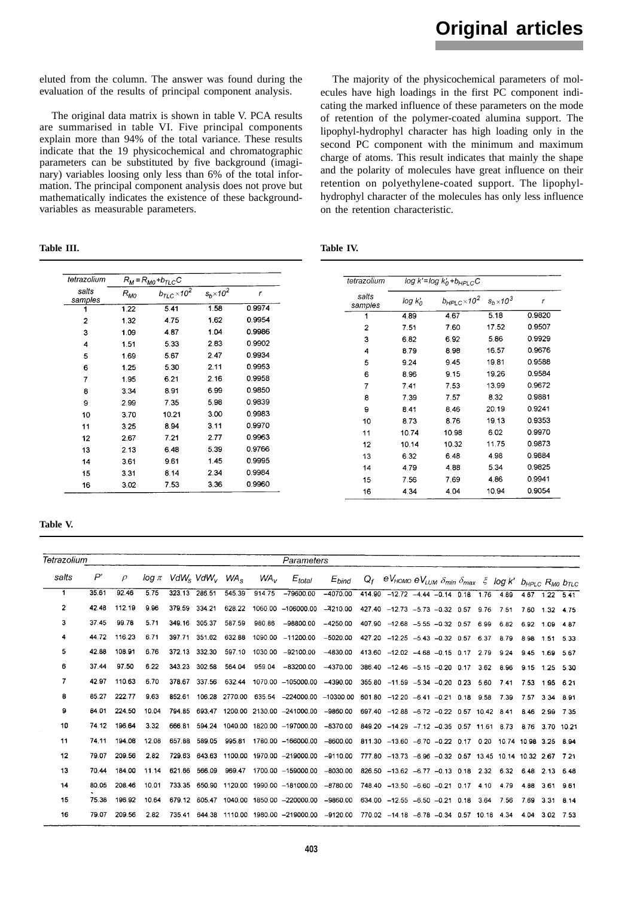eluted from the column. The answer was found during the evaluation of the results of principal component analysis.

The original data matrix is shown in table V. PCA results are summarised in table VI. Five principal components explain more than 94% of the total variance. These results indicate that the 19 physicochemical and chromatographic parameters can be substituted by five background (imaginary) variables loosing only less than 6% of the total information. The principal component analysis does not prove but mathematically indicates the existence of these background-variables as measurable parameters.

The majority of the physicochemical parameters of molecules have high loadings in the first PC component indicating the marked influence of these parameters on the mode of retention of the polymer-coated alumina support. The lipophyl-hydrophyl character has high loading only in the second PC component with the minimum and maximum charge of atoms. This result indicates that mainly the shape and the polarity of molecules have great influence on their retention on polyethylene-coated support. The lipophyl-hydrophyl character of the molecules has only less influence on the retention characteristic.

**Table III.**

| tetrazolium salts samples | $R_M = R_{M0} + b_{TLC}C$ | | | |
|---|---|---|---|---|
| | $R_{M0}$ | $b_{TLC} \times 10^2$ | $s_b \times 10^2$ | $r$ |
| 1 | 1.22 | 5.41 | 1.58 | 0.9974 |
| 2 | 1.32 | 4.75 | 1.62 | 0.9954 |
| 3 | 1.09 | 4.87 | 1.04 | 0.9986 |
| 4 | 1.51 | 5.33 | 2.83 | 0.9902 |
| 5 | 1.69 | 5.67 | 2.47 | 0.9934 |
| 6 | 1.25 | 5.30 | 2.11 | 0.9953 |
| 7 | 1.95 | 6.21 | 2.16 | 0.9958 |
| 8 | 3.34 | 8.91 | 6.99 | 0.9850 |
| 9 | 2.99 | 7.35 | 5.98 | 0.9839 |
| 10 | 3.70 | 10.21 | 3.00 | 0.9983 |
| 11 | 3.25 | 8.94 | 3.11 | 0.9970 |
| 12 | 2.67 | 7.21 | 2.77 | 0.9963 |
| 13 | 2.13 | 6.48 | 5.39 | 0.9766 |
| 14 | 3.61 | 9.61 | 1.45 | 0.9995 |
| 15 | 3.31 | 8.14 | 2.34 | 0.9984 |
| 16 | 3.02 | 7.53 | 3.36 | 0.9960 |

**Table IV.**

| tetrazolium salts samples | $\log k' = \log k'_0 + b_{HPLC}C$ | | | |
|---|---|---|---|---|
| | $\log k'_0$ | $b_{HPLC} \times 10^2$ | $s_b \times 10^3$ | $r$ |
| 1 | 4.89 | 4.67 | 5.18 | 0.9820 |
| 2 | 7.51 | 7.60 | 17.52 | 0.9507 |
| 3 | 6.82 | 6.92 | 5.86 | 0.9929 |
| 4 | 8.79 | 8.98 | 16.57 | 0.9676 |
| 5 | 9.24 | 9.45 | 19.81 | 0.9588 |
| 6 | 8.96 | 9.15 | 19.26 | 0.9584 |
| 7 | 7.41 | 7.53 | 13.99 | 0.9672 |
| 8 | 7.39 | 7.57 | 8.32 | 0.9881 |
| 9 | 8.41 | 8.46 | 20.19 | 0.9241 |
| 10 | 8.73 | 8.76 | 19.13 | 0.9353 |
| 11 | 10.74 | 10.98 | 6.02 | 0.9970 |
| 12 | 10.14 | 10.32 | 11.75 | 0.9873 |
| 13 | 6.32 | 6.48 | 4.98 | 0.9884 |
| 14 | 4.79 | 4.88 | 5.34 | 0.9825 |
| 15 | 7.56 | 7.69 | 4.86 | 0.9941 |
| 16 | 4.34 | 4.04 | 10.94 | 0.9054 |

**Table V.**

| Tetrazolium salts | $P'$ | $\rho$ | $\log \pi$ | $VdW_S$ | $VdW_V$ | $WA_S$ | $WA_V$ | $E_{total}$ | $E_{bind}$ | $Q_f$ | $eV_{HOMO}$ | $eV_{LUMO}$ | $\delta_{min}$ | $\delta_{max}$ | $\xi$ | $\log k'$ | $b_{HPLC}$ | $R_{M0}$ | $b_{TLC}$ |
|---|---|---|---|---|---|---|---|---|---|---|---|---|---|---|---|---|---|---|---|
| 1 | 35.61 | 92.46 | 5.75 | 323.13 | 286.51 | 545.39 | 914.75 | −79600.00 | −4070.00 | 414.90 | −12.72 | −4.44 | −0.14 | 0.18 | 1.76 | 4.89 | 4.67 | 1.22 | 5.41 |
| 2 | 42.48 | 112.19 | 9.96 | 379.59 | 334.21 | 628.22 | 1060.00 | −106000.00 | −4210.00 | 427.40 | −12.73 | −5.73 | −0.32 | 0.57 | 9.76 | 7.51 | 7.60 | 1.32 | 4.75 |
| 3 | 37.45 | 99.78 | 5.71 | 349.16 | 305.37 | 587.59 | 980.86 | −98800.00 | −4250.00 | 407.90 | −12.68 | −5.55 | −0.32 | 0.57 | 6.99 | 6.82 | 6.92 | 1.09 | 4.87 |
| 4 | 44.72 | 116.23 | 6.71 | 397.71 | 351.62 | 632.88 | 1090.00 | −11200.00 | −5020.00 | 427.20 | −12.25 | −5.43 | −0.32 | 0.57 | 6.37 | 8.79 | 8.98 | 1.51 | 5.33 |
| 5 | 42.88 | 108.91 | 6.76 | 372.13 | 332.30 | 597.10 | 1030.00 | −92100.00 | −4830.00 | 413.60 | −12.02 | −4.68 | −0.15 | 0.17 | 2.79 | 9.24 | 9.45 | 1.69 | 5.67 |
| 6 | 37.44 | 97.50 | 6.22 | 343.23 | 302.58 | 564.04 | 959.04 | −83200.00 | −4370.00 | 386.40 | −12.46 | −5.15 | −0.20 | 0.17 | 3.62 | 8.96 | 9.15 | 1.25 | 5.30 |
| 7 | 42.97 | 110.63 | 6.70 | 378.67 | 337.56 | 632.44 | 1070.00 | −105000.00 | −4390.00 | 355.80 | −11.59 | −5.34 | −0.20 | 0.23 | 5.60 | 7.41 | 7.53 | 1.95 | 6.21 |
| 8 | 65.27 | 222.77 | 9.63 | 852.61 | 106.28 | 2770.00 | 635.54 | −224000.00 | −10300.00 | 601.80 | −12.20 | −6.41 | −0.21 | 0.18 | 9.58 | 7.39 | 7.57 | 3.34 | 8.91 |
| 9 | 64.01 | 224.50 | 10.04 | 794.85 | 693.47 | 1200.00 | 2130.00 | −241000.00 | −9860.00 | 697.40 | −12.88 | −6.72 | −0.22 | 0.57 | 10.42 | 8.41 | 8.46 | 2.99 | 7.35 |
| 10 | 74.12 | 196.64 | 3.32 | 666.81 | 594.24 | 1040.00 | 1820.00 | −197000.00 | −8370.00 | 849.20 | −14.29 | −7.12 | −0.35 | 0.57 | 11.61 | 8.73 | 8.76 | 3.70 | 10.21 |
| 11 | 74.11 | 194.08 | 12.08 | 657.88 | 589.05 | 995.81 | 1780.00 | −166000.00 | −8600.00 | 811.30 | −13.60 | −6.70 | −0.22 | 0.17 | 0.20 | 10.74 | 10.98 | 3.25 | 8.94 |
| 12 | 79.07 | 209.56 | 2.82 | 729.63 | 643.63 | 1100.00 | 1970.00 | −219000.00 | −9110.00 | 777.80 | −13.73 | −6.96 | −0.32 | 0.57 | 13.45 | 10.14 | 10.32 | 2.67 | 7.21 |
| 13 | 70.44 | 184.00 | 11.14 | 621.66 | 566.09 | 969.47 | 1700.00 | −159000.00 | −8030.00 | 826.50 | −13.62 | −6.77 | −0.13 | 0.18 | 2.32 | 6.32 | 6.48 | 2.13 | 6.48 |
| 14 | 80.05 | 208.46 | 10.01 | 733.35 | 650.90 | 1120.00 | 1990.00 | −181000.00 | −8780.00 | 748.40 | −13.50 | −6.60 | −0.21 | 0.17 | 4.10 | 4.79 | 4.88 | 3.61 | 9.61 |
| 15 | 75.36 | 196.92 | 10.64 | 679.12 | 605.47 | 1040.00 | 1850.00 | −220000.00 | −9860.00 | 634.00 | −12.55 | −6.50 | −0.21 | 0.18 | 3.64 | 7.56 | 7.69 | 3.31 | 8.14 |
| 16 | 79.07 | 209.56 | 2.82 | 735.41 | 644.38 | 1110.00 | 1980.00 | −219000.00 | −9120.00 | 770.02 | −14.18 | −6.78 | −0.34 | 0.57 | 10.18 | 4.34 | 4.04 | 3.02 | 7.53 |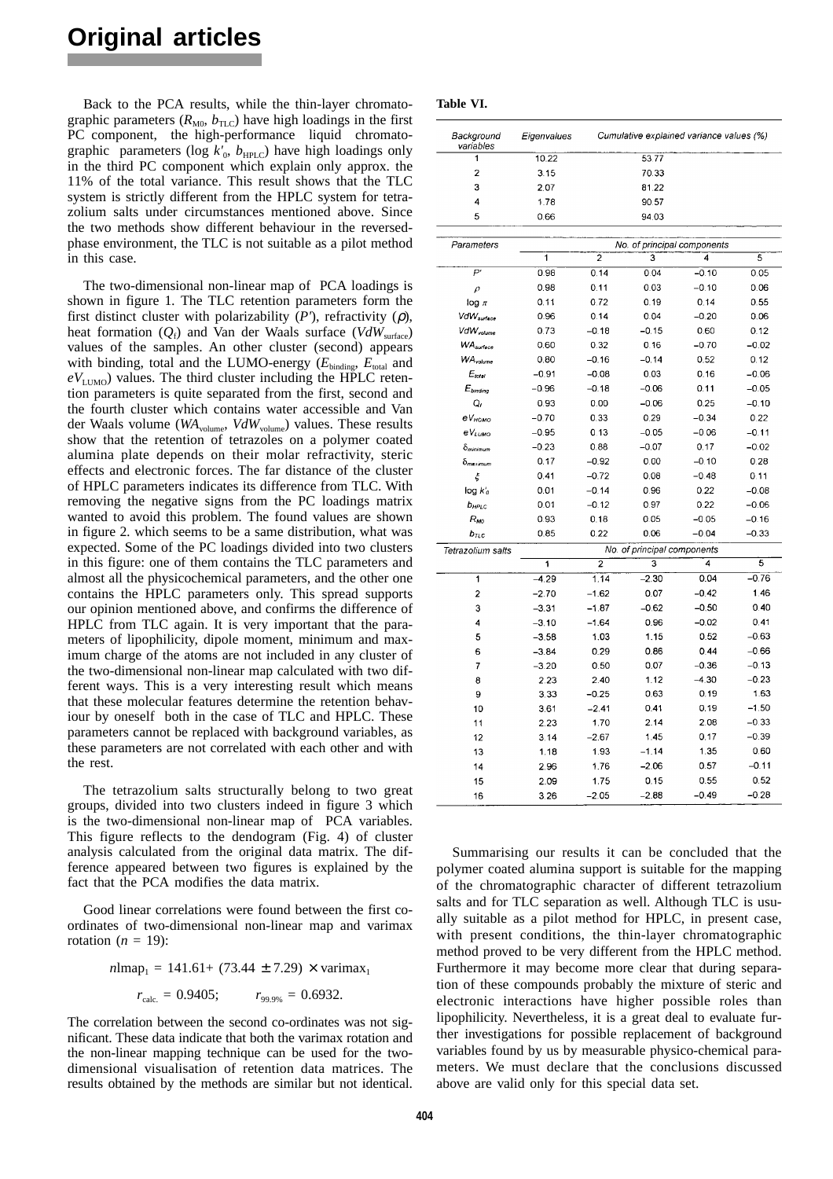Back to the PCA results, while the thin-layer chromatographic parameters ($R_{M0}$, $b_{TLC}$) have high loadings in the first PC component, the high-performance liquid chromatographic parameters ($\log k'_0$, $b_{HPLC}$) have high loadings only in the third PC component which explain only approx. the 11% of the total variance. This result shows that the TLC system is strictly different from the HPLC system for tetrazolium salts under circumstances mentioned above. Since the two methods show different behaviour in the reversed-phase environment, the TLC is not suitable as a pilot method in this case.

The two-dimensional non-linear map of PCA loadings is shown in figure 1. The TLC retention parameters form the first distinct cluster with polarizability ($P'$), refractivity ($\rho$), heat formation ($Q_f$) and Van der Waals surface ($VdW_{surface}$) values of the samples. An other cluster (second) appears with binding, total and the LUMO-energy ($E_{binding}$, $E_{total}$ and $eV_{LUMO}$) values. The third cluster including the HPLC retention parameters is quite separated from the first, second and the fourth cluster which contains water accessible and Van der Waals volume ($WA_{volume}$, $VdW_{volume}$) values. These results show that the retention of tetrazoles on a polymer coated alumina plate depends on their molar refractivity, steric effects and electronic forces. The far distance of the cluster of HPLC parameters indicates its difference from TLC. With removing the negative signs from the PC loadings matrix wanted to avoid this problem. The found values are shown in figure 2. which seems to be a same distribution, what was expected. Some of the PC loadings divided into two clusters in this figure: one of them contains the TLC parameters and almost all the physicochemical parameters, and the other one contains the HPLC parameters only. This spread supports our opinion mentioned above, and confirms the difference of HPLC from TLC again. It is very important that the parameters of lipophilicity, dipole moment, minimum and maximum charge of the atoms are not included in any cluster of the two-dimensional non-linear map calculated with two different ways. This is a very interesting result which means that these molecular features determine the retention behaviour by oneself both in the case of TLC and HPLC. These parameters cannot be replaced with background variables, as these parameters are not correlated with each other and with the rest.

The tetrazolium salts structurally belong to two great groups, divided into two clusters indeed in figure 3 which is the two-dimensional non-linear map of PCA variables. This figure reflects to the dendogram (Fig. 4) of cluster analysis calculated from the original data matrix. The difference appeared between two figures is explained by the fact that the PCA modifies the data matrix.

Good linear correlations were found between the first co-ordinates of two-dimensional non-linear map and varimax rotation ($n = 19$):

$$nlmap_1 = 141.61 + (73.44 \pm 7.29) \times varimax_1$$

$$r_{calc.} = 0.9405; \qquad r_{99.9\%} = 0.6932.$$

The correlation between the second co-ordinates was not significant. These data indicate that both the varimax rotation and the non-linear mapping technique can be used for the two-dimensional visualisation of retention data matrices. The results obtained by the methods are similar but not identical.

**Table VI.**

| Background variables | Eigenvalues | Cumulative explained variance values (%) |
|---|---|---|
| 1 | 10.22 | 53.77 |
| 2 | 3.15 | 70.33 |
| 3 | 2.07 | 81.22 |
| 4 | 1.78 | 90.57 |
| 5 | 0.66 | 94.03 |

| Parameters | No. of principal components | | | | |
|---|---|---|---|---|---|
| | 1 | 2 | 3 | 4 | 5 |
| $P'$ | 0.98 | 0.14 | 0.04 | −0.10 | 0.05 |
| $\rho$ | 0.98 | 0.11 | 0.03 | −0.10 | 0.06 |
| $\log \pi$ | 0.11 | 0.72 | 0.19 | 0.14 | 0.55 |
| $VdW_{surface}$ | 0.96 | 0.14 | 0.04 | −0.20 | 0.06 |
| $VdW_{volume}$ | 0.73 | −0.18 | −0.15 | 0.60 | 0.12 |
| $WA_{surface}$ | 0.60 | 0.32 | 0.16 | −0.70 | −0.02 |
| $WA_{volume}$ | 0.80 | −0.16 | −0.14 | 0.52 | 0.12 |
| $E_{total}$ | −0.91 | −0.08 | 0.03 | 0.16 | −0.06 |
| $E_{binding}$ | −0.96 | −0.18 | −0.06 | 0.11 | −0.05 |
| $Q_f$ | 0.93 | 0.00 | −0.06 | 0.25 | −0.10 |
| $eV_{HOMO}$ | −0.70 | 0.33 | 0.29 | −0.34 | 0.22 |
| $eV_{LUMO}$ | −0.95 | 0.13 | −0.05 | −0.06 | −0.11 |
| $\delta_{minimum}$ | −0.23 | 0.88 | −0.07 | 0.17 | −0.02 |
| $\delta_{maximum}$ | 0.17 | −0.92 | 0.00 | −0.10 | 0.28 |
| $\xi$ | 0.41 | −0.72 | 0.08 | −0.48 | 0.11 |
| $\log k'_0$ | 0.01 | −0.14 | 0.96 | 0.22 | −0.08 |
| $b_{HPLC}$ | 0.01 | −0.12 | 0.97 | 0.22 | −0.06 |
| $R_{M0}$ | 0.93 | 0.18 | 0.05 | −0.05 | −0.16 |
| $b_{TLC}$ | 0.85 | 0.22 | 0.06 | −0.04 | −0.33 |

| Tetrazolium salts | No. of principal components | | | | |
|---|---|---|---|---|---|
| | 1 | 2 | 3 | 4 | 5 |
| 1 | −4.29 | 1.14 | −2.30 | 0.04 | −0.76 |
| 2 | −2.70 | −1.62 | 0.07 | −0.42 | 1.46 |
| 3 | −3.31 | −1.87 | −0.62 | −0.50 | 0.40 |
| 4 | −3.10 | −1.64 | 0.96 | −0.02 | 0.41 |
| 5 | −3.58 | 1.03 | 1.15 | 0.52 | −0.63 |
| 6 | −3.84 | 0.29 | 0.86 | 0.44 | −0.66 |
| 7 | −3.20 | 0.50 | 0.07 | −0.36 | −0.13 |
| 8 | 2.23 | 2.40 | 1.12 | −4.30 | −0.23 |
| 9 | 3.33 | −0.25 | 0.63 | 0.19 | 1.63 |
| 10 | 3.61 | −2.41 | 0.41 | 0.19 | −1.50 |
| 11 | 2.23 | 1.70 | 2.14 | 2.08 | −0.33 |
| 12 | 3.14 | −2.67 | 1.45 | 0.17 | −0.39 |
| 13 | 1.18 | 1.93 | −1.14 | 1.35 | 0.60 |
| 14 | 2.96 | 1.76 | −2.06 | 0.57 | −0.11 |
| 15 | 2.09 | 1.75 | 0.15 | 0.55 | 0.52 |
| 16 | 3.26 | −2.05 | −2.88 | −0.49 | −0.28 |

Summarising our results it can be concluded that the polymer coated alumina support is suitable for the mapping of the chromatographic character of different tetrazolium salts and for TLC separation as well. Although TLC is usually suitable as a pilot method for HPLC, in present case, with present conditions, the thin-layer chromatographic method proved to be very different from the HPLC method. Furthermore it may become more clear that during separation of these compounds probably the mixture of steric and electronic interactions have higher possible roles than lipophilicity. Nevertheless, it is a great deal to evaluate further investigations for possible replacement of background variables found by us by measurable physico-chemical parameters. We must declare that the conclusions discussed above are valid only for this special data set.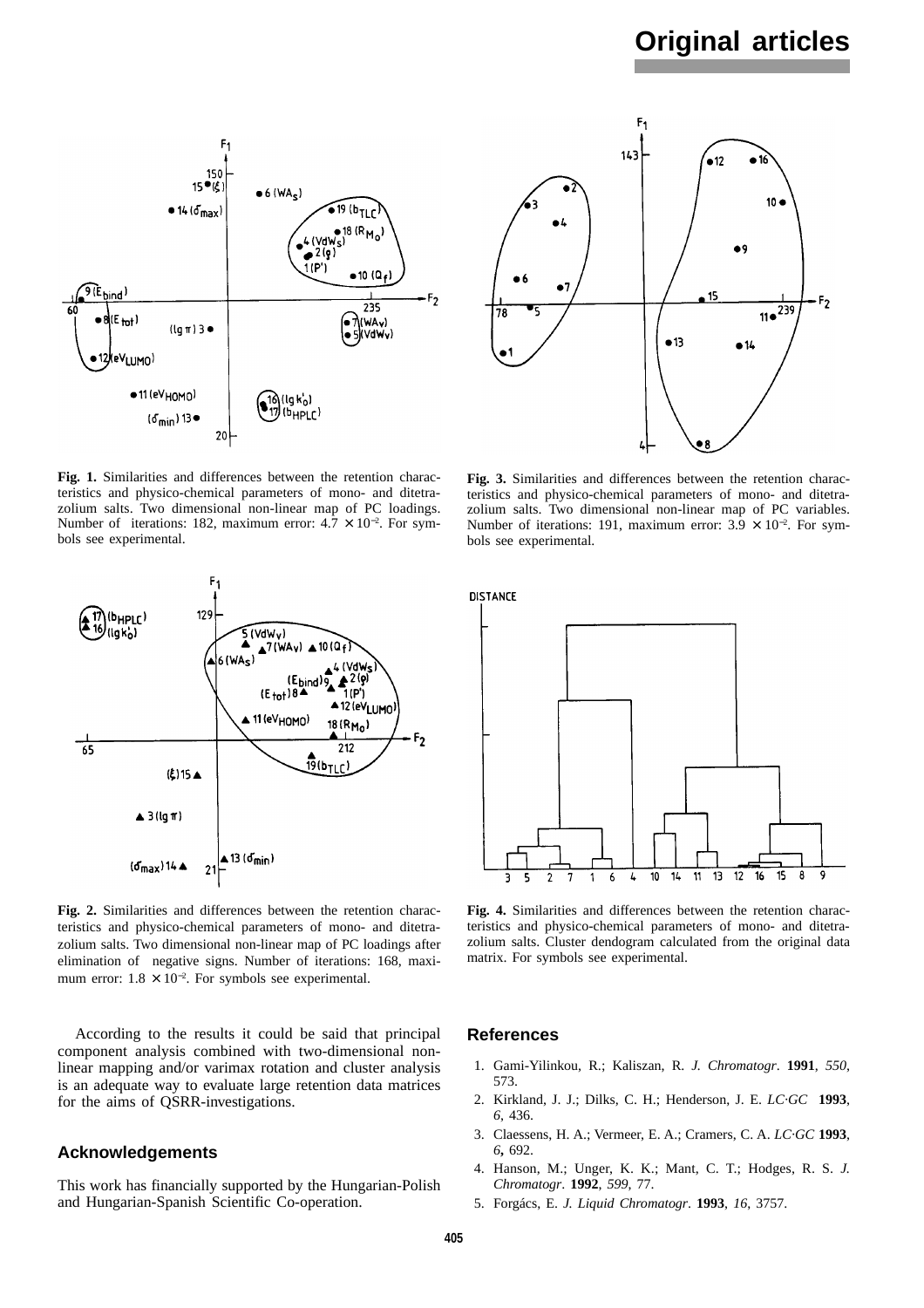Fig. 1. Similarities and differences between the retention characteristics and physico-chemical parameters of mono- and ditetrazolium salts. Two dimensional non-linear map of PC loadings. Number of iterations: 182, maximum error: $4.7 \times 10^{-2}$. For symbols see experimental.

Fig. 3. Similarities and differences between the retention characteristics and physico-chemical parameters of mono- and ditetrazolium salts. Two dimensional non-linear map of PC variables. Number of iterations: 191, maximum error: $3.9 \times 10^{-2}$. For symbols see experimental.

Fig. 2. Similarities and differences between the retention characteristics and physico-chemical parameters of mono- and ditetrazolium salts. Two dimensional non-linear map of PC loadings after elimination of negative signs. Number of iterations: 168, maximum error: $1.8 \times 10^{-2}$. For symbols see experimental.

Fig. 4. Similarities and differences between the retention characteristics and physico-chemical parameters of mono- and ditetrazolium salts. Cluster dendogram calculated from the original data matrix. For symbols see experimental.

According to the results it could be said that principal component analysis combined with two-dimensional non-linear mapping and/or varimax rotation and cluster analysis is an adequate way to evaluate large retention data matrices for the aims of QSRR-investigations.

## Acknowledgements

This work has financially supported by the Hungarian-Polish and Hungarian-Spanish Scientific Co-operation.

## References

1. Gami-Yilinkou, R.; Kaliszan, R. *J. Chromatogr*. **1991**, *550*, 573.
2. Kirkland, J. J.; Dilks, C. H.; Henderson, J. E. *LC·GC* **1993**, *6*, 436.
3. Claessens, H. A.; Vermeer, E. A.; Cramers, C. A. *LC·GC* **1993**, *6*, 692.
4. Hanson, M.; Unger, K. K.; Mant, C. T.; Hodges, R. S. *J. Chromatogr*. **1992**, *599*, 77.
5. Forgács, E. *J. Liquid Chromatogr*. **1993**, *16*, 3757.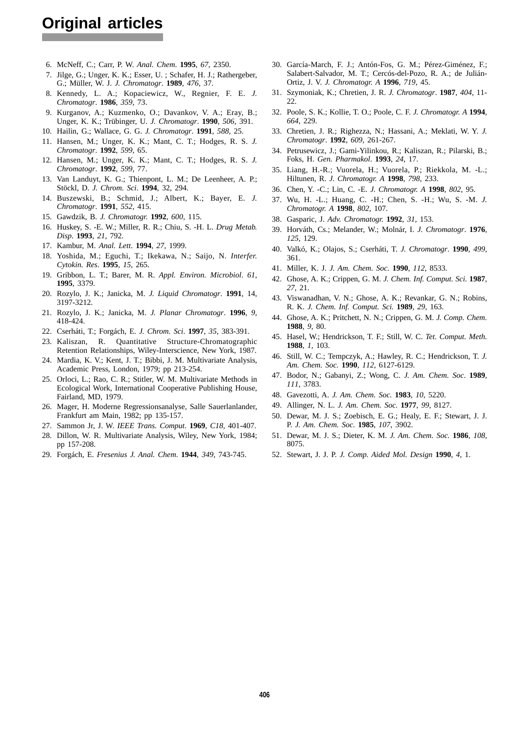6. McNeff, C.; Carr, P. W. *Anal. Chem*. **1995**, *67*, 2350.
7. Jilge, G.; Unger, K. K.; Esser, U. ; Schafer, H. J.; Rathergeber, G.; Müller, W. J. *J. Chromatogr*. **1989**, *476,* 37.
8. Kennedy, L. A.; Kopaciewicz, W., Regnier, F. E. *J. Chromatogr*. **1986**, *359,* 73.
9. Kurganov, A.; Kuzmenko, O.; Davankov, V. A.; Eray, B.; Unger, K. K.; Trübinger, U. *J. Chromatogr*. **1990**, *506*, 391.
10. Hailin, G.; Wallace, G. G. *J. Chromatogr*. **1991**, *588*, 25.
11. Hansen, M.; Unger, K. K.; Mant, C. T.; Hodges, R. S. *J. Chromatogr*. **1992**, *599,* 65.
12. Hansen, M.; Unger, K. K.; Mant, C. T.; Hodges, R. S. *J. Chromatogr*. **1992**, *599,* 77.
13. Van Landuyt, K. G.; Thienpont, L. M.; De Leenheer, A. P.; Stöckl, D. *J. Chrom. Sci*. **1994**, 32, 294.
14. Buszewski, B.; Schmid, J.; Albert, K.; Bayer, E. *J. Chromatogr*. **1991**, *552*, 415.
15. Gawdzik, B. *J. Chromatogr.* **1992**, *600*, 115.
16. Huskey, S. -E. W.; Miller, R. R.; Chiu, S. -H. L. *Drug Metab. Disp*. **1993**, *21,* 792.
17. Kambur, M. *Anal. Lett*. **1994**, *27,* 1999.
18. Yoshida, M.; Eguchi, T.; Ikekawa, N.; Saijo, N. *Interfer. Cytokin. Res*. **1995**, *15,* 265.
19. Gribbon, L. T.; Barer, M. R. *Appl. Environ. Microbiol*. *61*, **1995**, 3379.
20. Rozylo, J. K.; Janicka, M. *J. Liquid Chromatogr*. **1991**, 14, 3197-3212.
21. Rozylo, J. K.; Janicka, M. *J. Planar Chromatogr*. **1996**, *9*, 418-424.
22. Cserháti, T.; Forgách, E. *J. Chrom. Sci*. **1997**, *35,* 383-391.
23. Kaliszan, R. Quantitative Structure-Chromatographic Retention Relationships, Wiley-Interscience, New York, 1987.
24. Mardia, K. V.; Kent, J. T.; Bibbi, J. M. Multivariate Analysis, Academic Press, London, 1979; pp 213-254.
25. Orloci, L.; Rao, C. R.; Stitler, W. M. Multivariate Methods in Ecological Work, International Cooperative Publishing House, Fairland, MD, 1979.
26. Mager, H. Moderne Regressionsanalyse, Salle Sauerlanlander, Frankfurt am Main, 1982; pp 135-157.
27. Sammon Jr, J. W. *IEEE Trans. Comput*. **1969**, *C18,* 401-407.
28. Dillon, W. R. Multivariate Analysis, Wiley, New York, 1984; pp 157-208.
29. Forgách, E. *Fresenius J. Anal. Chem*. **1944**, *349*, 743-745.
30. García-March, F. J.; Antón-Fos, G. M.; Pérez-Giménez, F.; Salabert-Salvador, M. T.; Cercós-del-Pozo, R. A.; de Julián-Ortiz, J. V. *J. Chromatogr. A* **1996**, *719,* 45.
31. Szymoniak, K.; Chretien, J. R. *J. Chromatogr*. **1987**, *404,* 11-22.
32. Poole, S. K.; Kollie, T. O.; Poole, C. F. *J. Chromatogr. A* **1994**, *664*, 229.
33. Chretien, J. R.; Righezza, N.; Hassani, A.; Meklati, W. Y. *J. Chromatogr*. **1992**, *609,* 261-267.
34. Petrusewicz, J.; Gami-Yilinkou, R.; Kaliszan, R.; Pilarski, B.; Foks, H. *Gen. Pharmakol*. **1993**, *24*, 17.
35. Liang, H.-R.; Vuorela, H.; Vuorela, P.; Riekkola, M. -L.; Hiltunen, R. *J. Chromatogr. A* **1998**, *798,* 233.
36. Chen, Y. -C.; Lin, C. -E. *J. Chromatogr. A* **1998**, *802,* 95.
37. Wu, H. -L.; Huang, C. -H.; Chen, S. -H.; Wu, S. -M. *J. Chromatogr. A* **1998**, *802,* 107.
38. Gasparic, J. *Adv. Chromatogr.* **1992**, *31,* 153.
39. Horváth, Cs.; Melander, W.; Molnár, I. *J. Chromatogr*. **1976**, *125,* 129.
40. Valkó, K.; Olajos, S.; Cserháti, T. *J. Chromatogr*. **1990**, *499,* 361.
41. Miller, K. J. *J. Am. Chem. Soc*. **1990**, *112,* 8533.
42. Ghose, A. K.; Crippen, G. M. *J. Chem. Inf. Comput. Sci*. **1987**, *27,* 21.
43. Viswanadhan, V. N.; Ghose, A. K.; Revankar, G. N.; Robins, R. K. *J. Chem. Inf. Comput. Sci.* **1989**, *29*, 163.
44. Ghose, A. K.; Pritchett, N. N.; Crippen, G. M. *J. Comp. Chem*. **1988**, *9,* 80.
45. Hasel, W.; Hendrickson, T. F.; Still, W. C. *Tet. Comput. Meth.* **1988**, *1,* 103.
46. Still, W. C.; Tempczyk, A.; Hawley, R. C.; Hendrickson, T. *J. Am. Chem. Soc.* **1990**, *112*, 6127-6129.
47. Bodor, N.; Gabanyi, Z.; Wong, C. *J. Am. Chem. Soc*. **1989**, *111,* 3783.
48. Gavezotti, A. *J. Am. Chem. Soc.* **1983**, *10,* 5220.
49. Allinger, N. L. *J. Am. Chem. Soc.* **1977**, *99,* 8127.
50. Dewar, M. J. S.; Zoebisch, E. G.; Healy, E. F.; Stewart, J. J. P. *J. Am. Chem. Soc*. **1985**, *107,* 3902.
51. Dewar, M. J. S.; Dieter, K. M. *J. Am. Chem. Soc.* **1986**, *108,* 8075.
52. Stewart, J. J. P. *J. Comp. Aided Mol. Design* **1990**, *4*, 1.